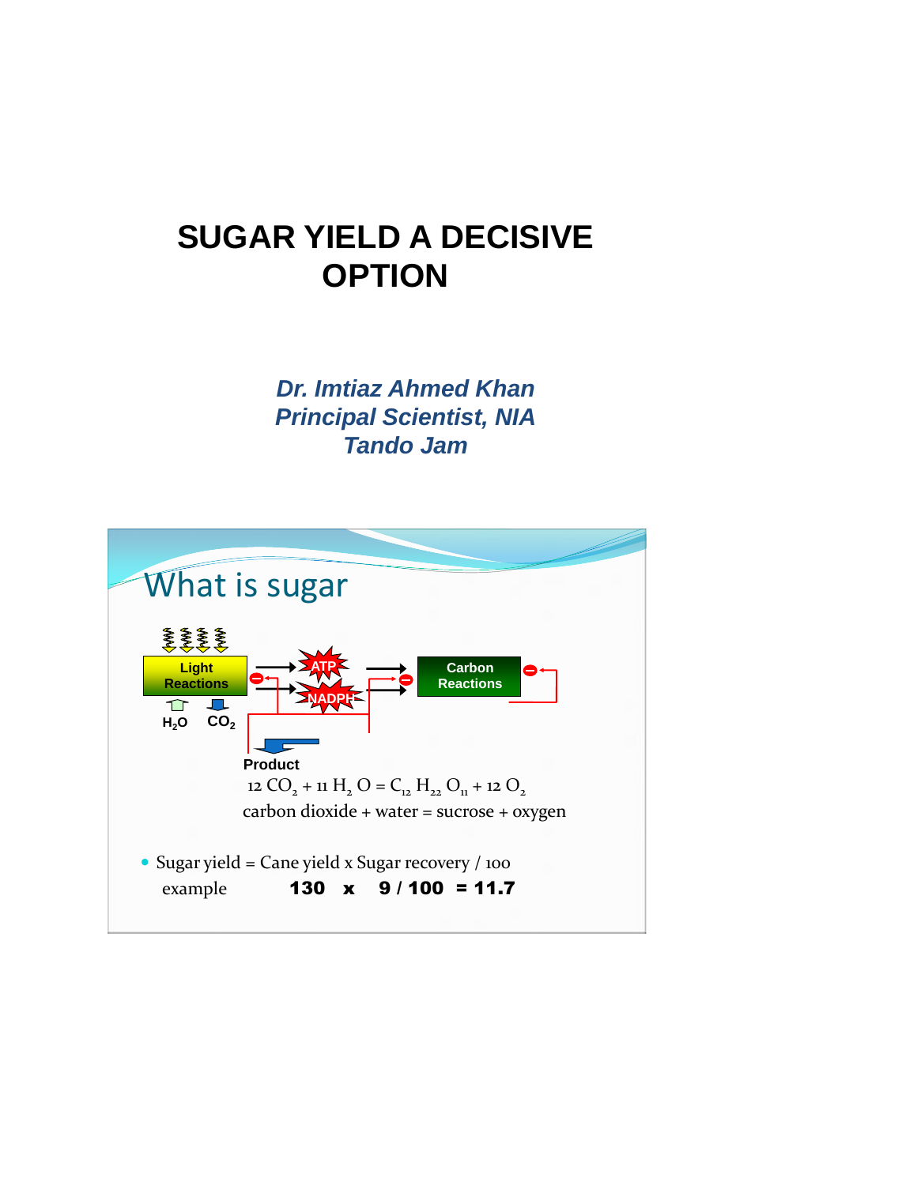# SUGAR YIELD A DECISIVE OPTION

***Dr. Imtiaz Ahmed Khan***
***Principal Scientist, NIA***
***Tando Jam***

## What is sugar

Light Reactions

$H_2O$ $CO_2$

ATP

NADPH

Carbon Reactions

**Product**

$$12\ CO_2 + 11\ H_2O = C_{12}H_{22}O_{11} + 12\ O_2$$

carbon dioxide + water = sucrose + oxygen

- Sugar yield = Cane yield x Sugar recovery / 100

  example **130 x 9 / 100 = 11.7**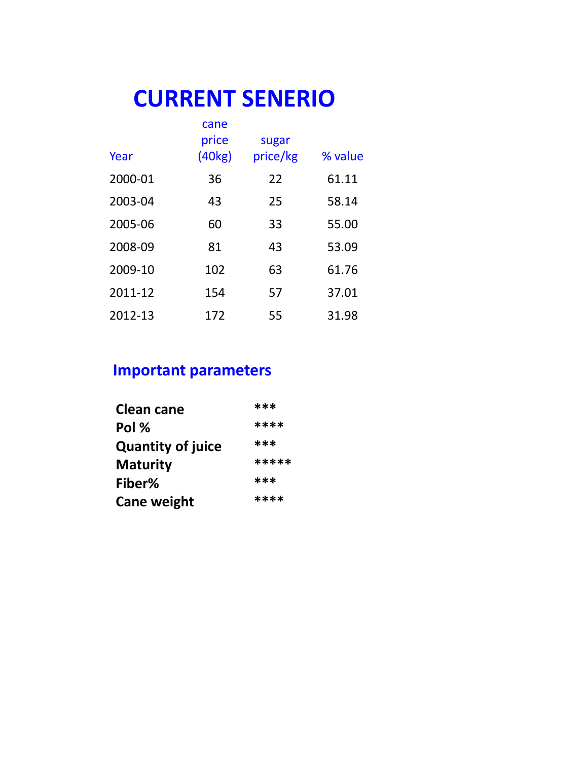# CURRENT SENERIO

| Year | cane price (40kg) | sugar price/kg | % value |
|---|---|---|---|
| 2000-01 | 36 | 22 | 61.11 |
| 2003-04 | 43 | 25 | 58.14 |
| 2005-06 | 60 | 33 | 55.00 |
| 2008-09 | 81 | 43 | 53.09 |
| 2009-10 | 102 | 63 | 61.76 |
| 2011-12 | 154 | 57 | 37.01 |
| 2012-13 | 172 | 55 | 31.98 |

## Important parameters

| | |
|---|---|
| **Clean cane** | *** |
| **Pol %** | **** |
| **Quantity of juice** | *** |
| **Maturity** | ***** |
| **Fiber%** | *** |
| **Cane weight** | **** |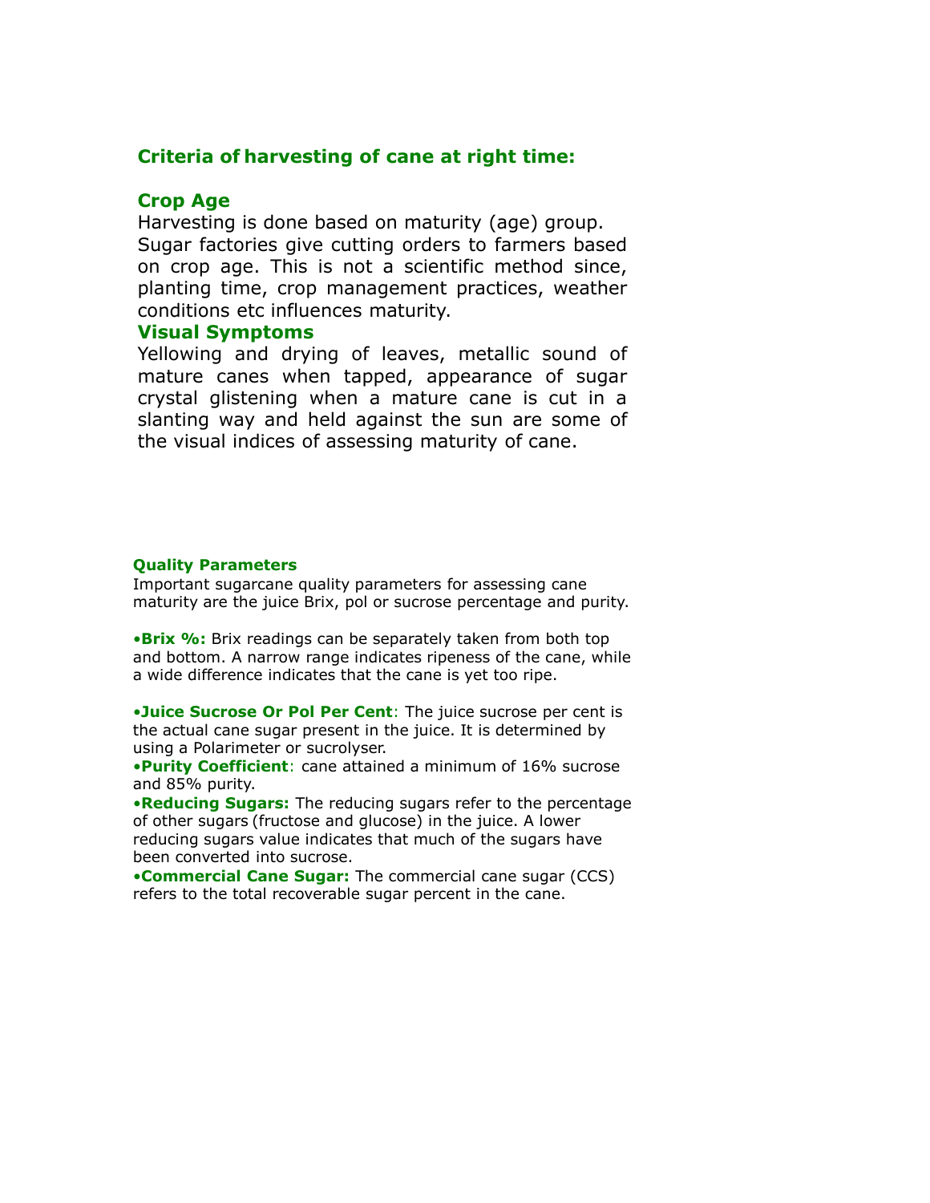## Criteria of harvesting of cane at right time:

### Crop Age

Harvesting is done based on maturity (age) group. Sugar factories give cutting orders to farmers based on crop age. This is not a scientific method since, planting time, crop management practices, weather conditions etc influences maturity.

### Visual Symptoms

Yellowing and drying of leaves, metallic sound of mature canes when tapped, appearance of sugar crystal glistening when a mature cane is cut in a slanting way and held against the sun are some of the visual indices of assessing maturity of cane.

#### Quality Parameters

Important sugarcane quality parameters for assessing cane maturity are the juice Brix, pol or sucrose percentage and purity.

- **Brix %:** Brix readings can be separately taken from both top and bottom. A narrow range indicates ripeness of the cane, while a wide difference indicates that the cane is yet too ripe.

- **Juice Sucrose Or Pol Per Cent**: The juice sucrose per cent is the actual cane sugar present in the juice. It is determined by using a Polarimeter or sucrolyser.
- **Purity Coefficient**: cane attained a minimum of 16% sucrose and 85% purity.
- **Reducing Sugars:** The reducing sugars refer to the percentage of other sugars (fructose and glucose) in the juice. A lower reducing sugars value indicates that much of the sugars have been converted into sucrose.
- **Commercial Cane Sugar:** The commercial cane sugar (CCS) refers to the total recoverable sugar percent in the cane.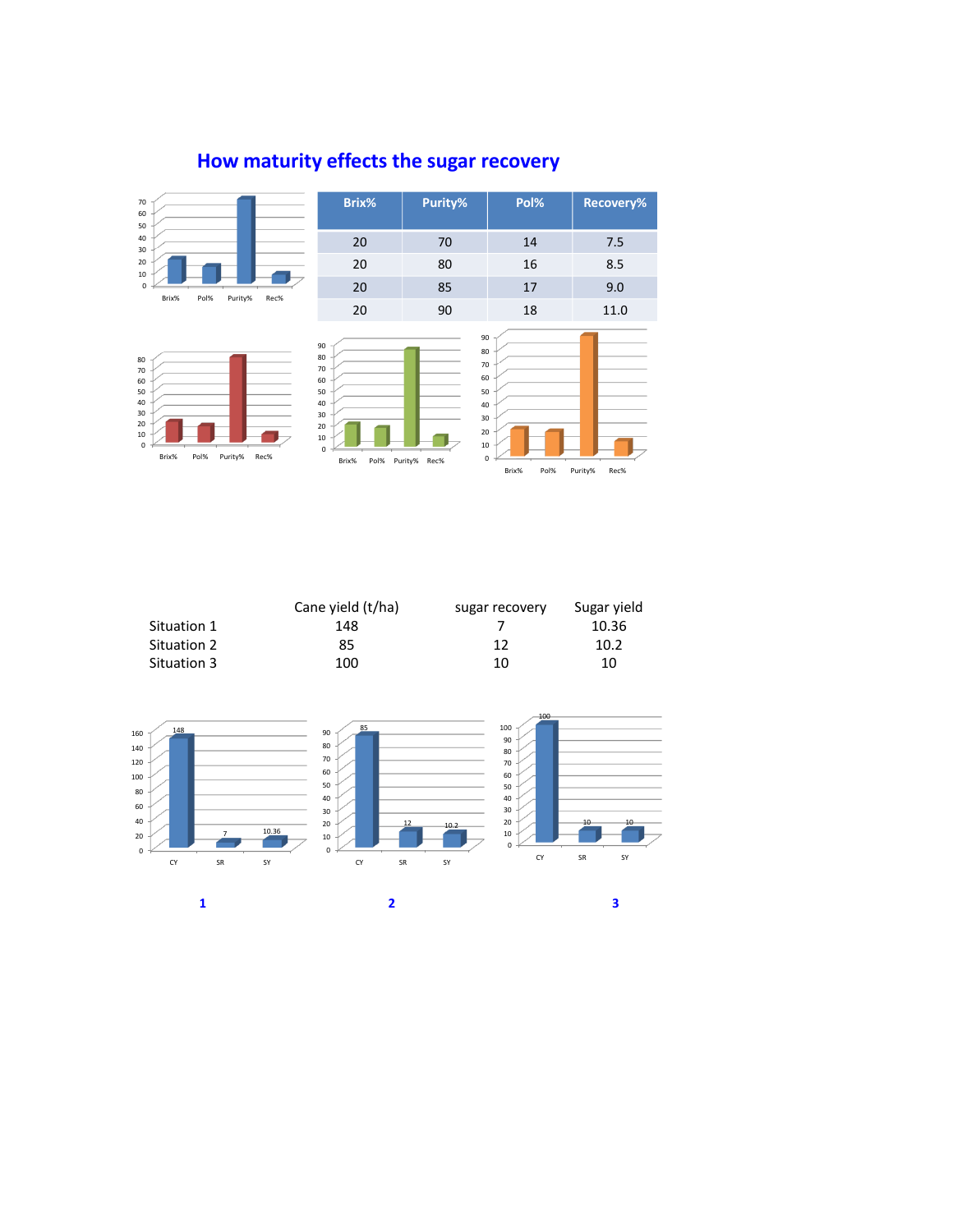# How maturity effects the sugar recovery

| Brix% | Purity% | Pol% | Recovery% |
|---|---|---|---|
| 20 | 70 | 14 | 7.5 |
| 20 | 80 | 16 | 8.5 |
| 20 | 85 | 17 | 9.0 |
| 20 | 90 | 18 | 11.0 |

| | Cane yield (t/ha) | sugar recovery | Sugar yield |
|---|---|---|---|
| Situation 1 | 148 | 7 | 10.36 |
| Situation 2 | 85 | 12 | 10.2 |
| Situation 3 | 100 | 10 | 10 |

1

2

3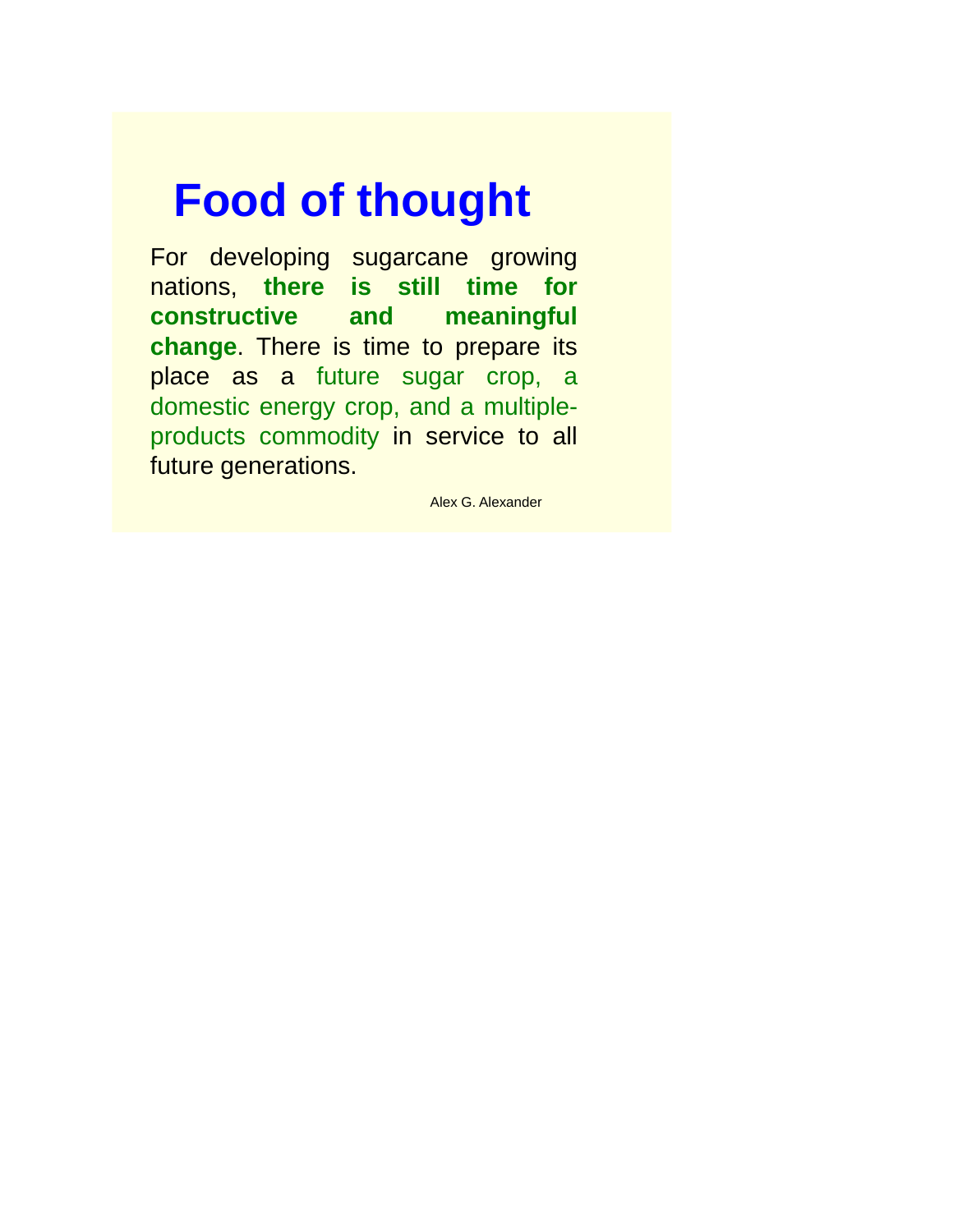# Food of thought

For developing sugarcane growing nations, **there is still time for constructive and meaningful change**. There is time to prepare its place as a future sugar crop, a domestic energy crop, and a multiple-products commodity in service to all future generations.

Alex G. Alexander